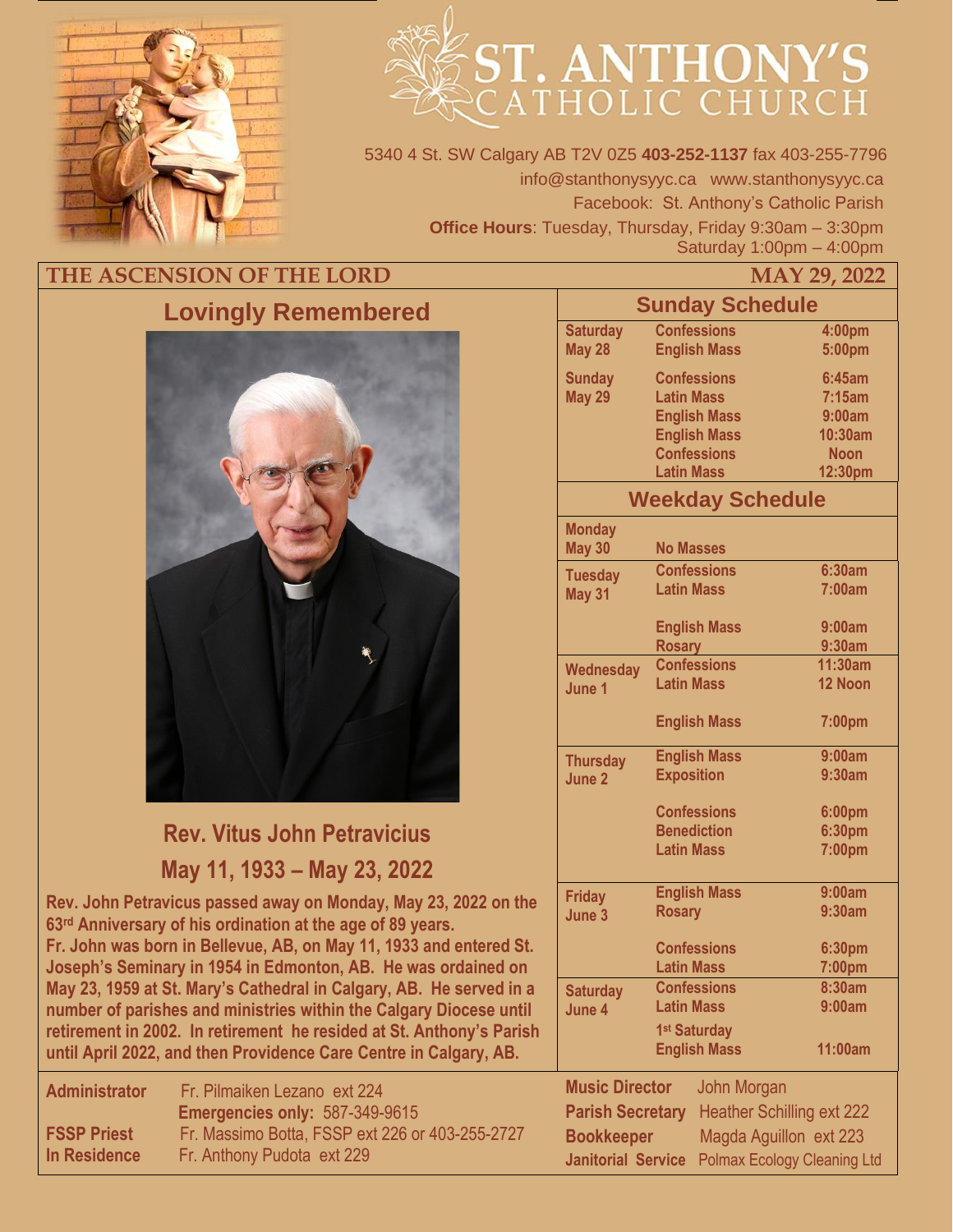# ST. ANTHONY'S CATHOLIC CHURCH

5340 4 St. SW Calgary AB T2V 0Z5 **403-252-1137** fax 403-255-7796
info@stanthonysyyc.ca www.stanthonysyyc.ca
Facebook: St. Anthony's Catholic Parish
**Office Hours**: Tuesday, Thursday, Friday 9:30am – 3:30pm
Saturday 1:00pm – 4:00pm

**THE ASCENSION OF THE LORD** **MAY 29, 2022**

## Lovingly Remembered

### Rev. Vitus John Petravicius
### May 11, 1933 – May 23, 2022

**Rev. John Petravicus passed away on Monday, May 23, 2022 on the 63rd Anniversary of his ordination at the age of 89 years.**
**Fr. John was born in Bellevue, AB, on May 11, 1933 and entered St. Joseph's Seminary in 1954 in Edmonton, AB. He was ordained on May 23, 1959 at St. Mary's Cathedral in Calgary, AB. He served in a number of parishes and ministries within the Calgary Diocese until retirement in 2002. In retirement he resided at St. Anthony's Parish until April 2022, and then Providence Care Centre in Calgary, AB.**

## Sunday Schedule

| Day | Service | Time |
|---|---|---|
| **Saturday May 28** | Confessions | 4:00pm |
| | English Mass | 5:00pm |
| **Sunday May 29** | Confessions | 6:45am |
| | Latin Mass | 7:15am |
| | English Mass | 9:00am |
| | English Mass | 10:30am |
| | Confessions | Noon |
| | Latin Mass | 12:30pm |

## Weekday Schedule

| Day | Service | Time |
|---|---|---|
| **Monday May 30** | No Masses | |
| **Tuesday May 31** | Confessions | 6:30am |
| | Latin Mass | 7:00am |
| | English Mass | 9:00am |
| | Rosary | 9:30am |
| **Wednesday June 1** | Confessions | 11:30am |
| | Latin Mass | 12 Noon |
| | English Mass | 7:00pm |
| **Thursday June 2** | English Mass | 9:00am |
| | Exposition | 9:30am |
| | Confessions | 6:00pm |
| | Benediction | 6:30pm |
| | Latin Mass | 7:00pm |
| **Friday June 3** | English Mass | 9:00am |
| | Rosary | 9:30am |
| | Confessions | 6:30pm |
| | Latin Mass | 7:00pm |
| **Saturday June 4** | Confessions | 8:30am |
| | Latin Mass | 9:00am |
| | 1st Saturday English Mass | 11:00am |

**Administrator** Fr. Pilmaiken Lezano ext 224
**Emergencies only:** 587-349-9615
**FSSP Priest** Fr. Massimo Botta, FSSP ext 226 or 403-255-2727
**In Residence** Fr. Anthony Pudota ext 229

**Music Director** John Morgan
**Parish Secretary** Heather Schilling ext 222
**Bookkeeper** Magda Aguillon ext 223
**Janitorial Service** Polmax Ecology Cleaning Ltd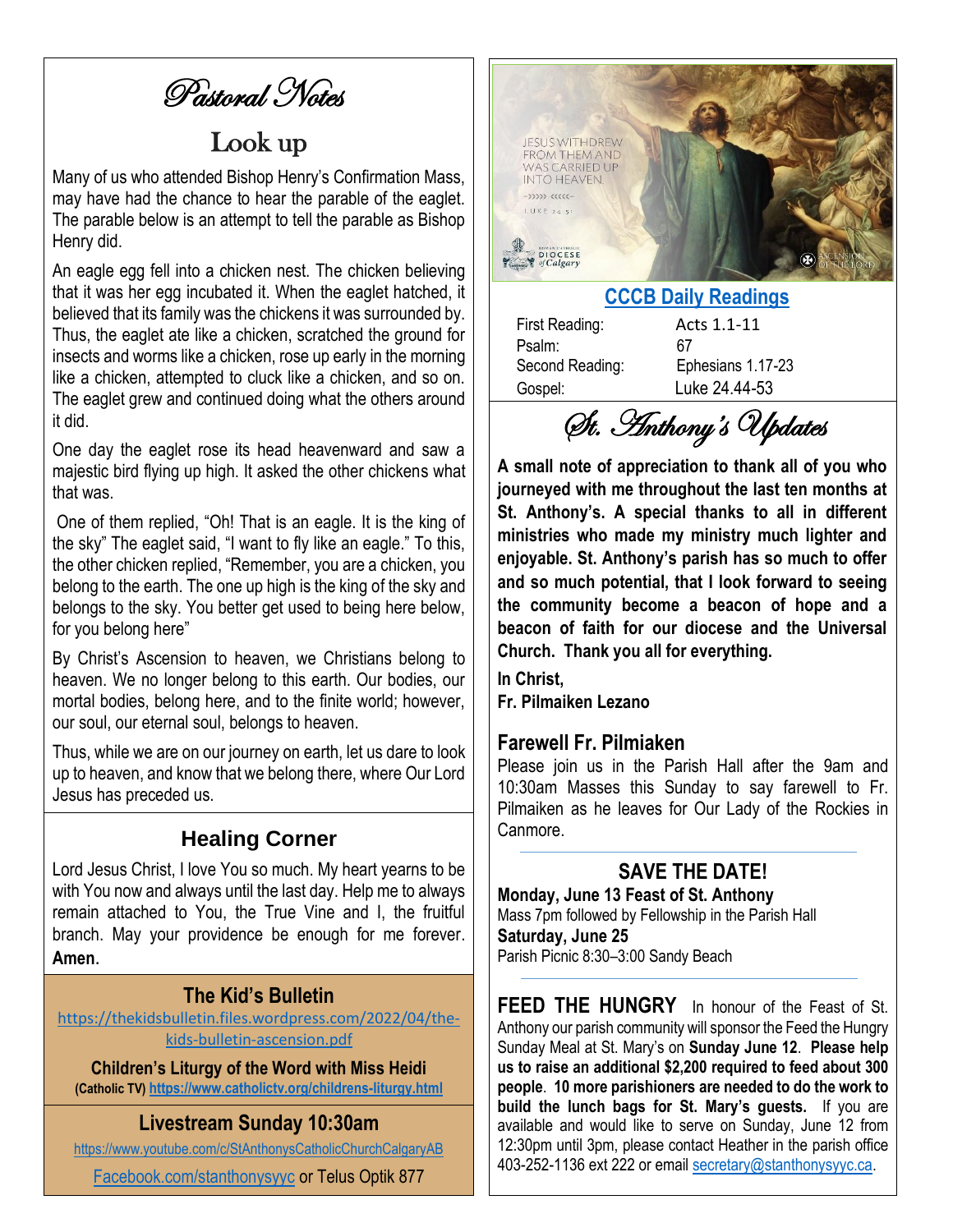# *Pastoral Notes*

## Look up

Many of us who attended Bishop Henry's Confirmation Mass, may have had the chance to hear the parable of the eaglet. The parable below is an attempt to tell the parable as Bishop Henry did.

An eagle egg fell into a chicken nest. The chicken believing that it was her egg incubated it. When the eaglet hatched, it believed that its family was the chickens it was surrounded by. Thus, the eaglet ate like a chicken, scratched the ground for insects and worms like a chicken, rose up early in the morning like a chicken, attempted to cluck like a chicken, and so on. The eaglet grew and continued doing what the others around it did.

One day the eaglet rose its head heavenward and saw a majestic bird flying up high. It asked the other chickens what that was.

One of them replied, "Oh! That is an eagle. It is the king of the sky" The eaglet said, "I want to fly like an eagle." To this, the other chicken replied, "Remember, you are a chicken, you belong to the earth. The one up high is the king of the sky and belongs to the sky. You better get used to being here below, for you belong here"

By Christ's Ascension to heaven, we Christians belong to heaven. We no longer belong to this earth. Our bodies, our mortal bodies, belong here, and to the finite world; however, our soul, our eternal soul, belongs to heaven.

Thus, while we are on our journey on earth, let us dare to look up to heaven, and know that we belong there, where Our Lord Jesus has preceded us.

## Healing Corner

Lord Jesus Christ, I love You so much. My heart yearns to be with You now and always until the last day. Help me to always remain attached to You, the True Vine and I, the fruitful branch. May your providence be enough for me forever. **Amen**.

## The Kid's Bulletin

https://thekidsbulletin.files.wordpress.com/2022/04/the-kids-bulletin-ascension.pdf

**Children's Liturgy of the Word with Miss Heidi**
**(Catholic TV) https://www.catholictv.org/childrens-liturgy.html**

## Livestream Sunday 10:30am

https://www.youtube.com/c/StAnthonysCatholicChurchCalgaryAB

Facebook.com/stanthonysyyc or Telus Optik 877

JESUS WITHDREW FROM THEM AND WAS CARRIED UP INTO HEAVEN. LUKE 24:51

## CCCB Daily Readings

| | |
|---|---|
| First Reading: | Acts 1.1-11 |
| Psalm: | 67 |
| Second Reading: | Ephesians 1.17-23 |
| Gospel: | Luke 24.44-53 |

# *St. Anthony's Updates*

**A small note of appreciation to thank all of you who journeyed with me throughout the last ten months at St. Anthony's. A special thanks to all in different ministries who made my ministry much lighter and enjoyable. St. Anthony's parish has so much to offer and so much potential, that I look forward to seeing the community become a beacon of hope and a beacon of faith for our diocese and the Universal Church. Thank you all for everything.**

**In Christ,**
**Fr. Pilmaiken Lezano**

### Farewell Fr. Pilmiaken

Please join us in the Parish Hall after the 9am and 10:30am Masses this Sunday to say farewell to Fr. Pilmaiken as he leaves for Our Lady of the Rockies in Canmore.

## SAVE THE DATE!

**Monday, June 13 Feast of St. Anthony**
Mass 7pm followed by Fellowship in the Parish Hall
**Saturday, June 25**
Parish Picnic 8:30–3:00 Sandy Beach

**FEED THE HUNGRY** In honour of the Feast of St. Anthony our parish community will sponsor the Feed the Hungry Sunday Meal at St. Mary's on **Sunday June 12**. **Please help us to raise an additional $2,200 required to feed about 300 people**. **10 more parishioners are needed to do the work to build the lunch bags for St. Mary's guests.** If you are available and would like to serve on Sunday, June 12 from 12:30pm until 3pm, please contact Heather in the parish office 403-252-1136 ext 222 or email secretary@stanthonysyyc.ca.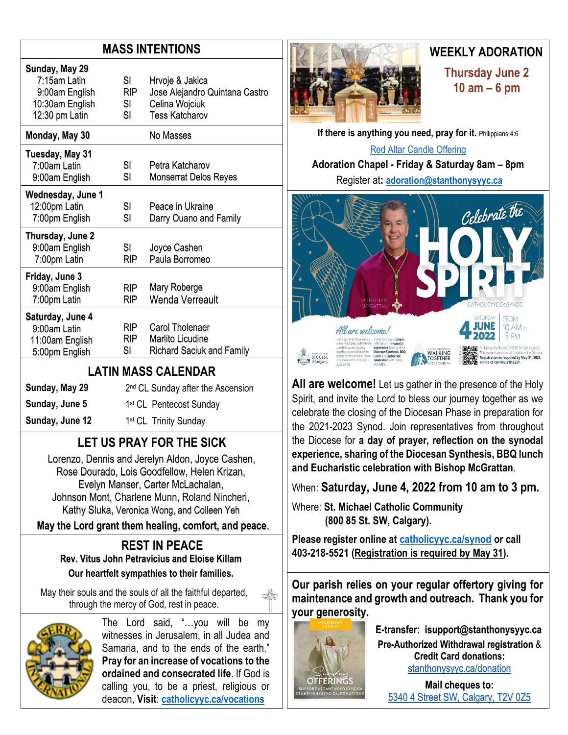## MASS INTENTIONS

| | | |
|---|---|---|
| **Sunday, May 29** | | |
| 7:15am Latin | SI | Hrvoje & Jakica |
| 9:00am English | RIP | Jose Alejandro Quintana Castro |
| 10:30am English | SI | Celina Wojciuk |
| 12:30 pm Latin | SI | Tess Katcharov |
| **Monday, May 30** | | No Masses |
| **Tuesday, May 31** | | |
| 7:00am Latin | SI | Petra Katcharov |
| 9:00am English | SI | Monserrat Delos Reyes |
| **Wednesday, June 1** | | |
| 12:00pm Latin | SI | Peace in Ukraine |
| 7:00pm English | SI | Darry Ouano and Family |
| **Thursday, June 2** | | |
| 9:00am English | SI | Joyce Cashen |
| 7:00pm Latin | RIP | Paula Borromeo |
| **Friday, June 3** | | |
| 9:00am English | RIP | Mary Roberge |
| 7:00pm Latin | RIP | Wenda Verreault |
| **Saturday, June 4** | | |
| 9:00am Latin | RIP | Carol Tholenaer |
| 11:00am English | RIP | Marlito Licudine |
| 5:00pm English | SI | Richard Saciuk and Family |

## LATIN MASS CALENDAR

| | |
|---|---|
| **Sunday, May 29** | 2nd CL Sunday after the Ascension |
| **Sunday, June 5** | 1st CL Pentecost Sunday |
| **Sunday, June 12** | 1st CL Trinity Sunday |

## LET US PRAY FOR THE SICK

Lorenzo, Dennis and Jerelyn Aldon, Joyce Cashen, Rose Dourado, Lois Goodfellow, Helen Krizan, Evelyn Manser, Carter McLachalan, Johnson Mont, Charlene Munn, Roland Nincheri, Kathy Sluka, Veronica Wong, and Colleen Yeh

**May the Lord grant them healing, comfort, and peace.**

## REST IN PEACE

**Rev. Vitus John Petravicius and Eloise Killam**

**Our heartfelt sympathies to their families.**

May their souls and the souls of all the faithful departed, through the mercy of God, rest in peace.

The Lord said, "…you will be my witnesses in Jerusalem, in all Judea and Samaria, and to the ends of the earth." **Pray for an increase of vocations to the ordained and consecrated life**. If God is calling you, to be a priest, religious or deacon, **Visit**: **catholicyyc.ca/vocations**

## WEEKLY ADORATION

**Thursday June 2**
**10 am – 6 pm**

**If there is anything you need, pray for it.** Philippians 4:6

Red Altar Candle Offering

**Adoration Chapel - Friday & Saturday 8am – 8pm**

Register at: **adoration@stanthonysyyc.ca**

**All are welcome!** Let us gather in the presence of the Holy Spirit, and invite the Lord to bless our journey together as we celebrate the closing of the Diocesan Phase in preparation for the 2021-2023 Synod. Join representatives from throughout the Diocese for **a day of prayer, reflection on the synodal experience, sharing of the Diocesan Synthesis, BBQ lunch and Eucharistic celebration with Bishop McGrattan**.

When: **Saturday, June 4, 2022 from 10 am to 3 pm.**

Where: **St. Michael Catholic Community (800 85 St. SW, Calgary).**

**Please register online at catholicyyc.ca/synod or call 403-218-5521 (Registration is required by May 31).**

**Our parish relies on your regular offertory giving for maintenance and growth and outreach. Thank you for your generosity.**

**E-transfer: isupport@stanthonysyyc.ca**

**Pre-Authorized Withdrawal registration & Credit Card donations:**
stanthonysyyc.ca/donation

**Mail cheques to:**
5340 4 Street SW, Calgary, T2V 0Z5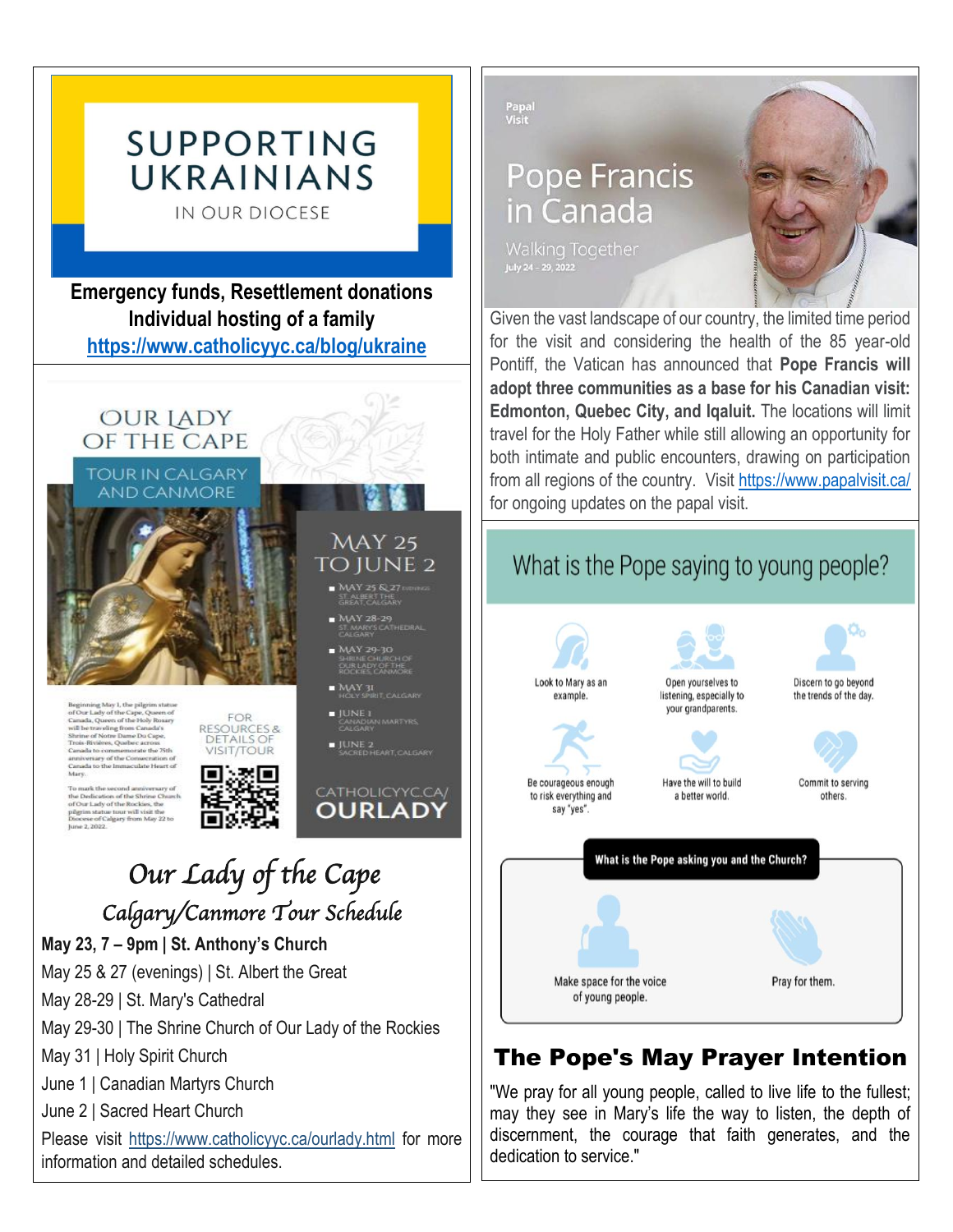# SUPPORTING UKRAINIANS

IN OUR DIOCESE

**Emergency funds, Resettlement donations**
**Individual hosting of a family**
**https://www.catholicyyc.ca/blog/ukraine**

OUR LADY OF THE CAPE

TOUR IN CALGARY AND CANMORE

MAY 25 TO JUNE 2

- MAY 25 & 27 EVENINGS ST. ALBERT THE GREAT, CALGARY
- MAY 28-29 ST. MARY'S CATHEDRAL, CALGARY
- MAY 29-30 SHRINE CHURCH OF OUR LADY OF THE ROCKIES, CANMORE
- MAY 31 HOLY SPIRIT, CALGARY
- JUNE 1 CANADIAN MARTYRS, CALGARY
- JUNE 2 SACRED HEART, CALGARY

Beginning May 1, the pilgrim statue of Our Lady of the Cape, Queen of Canada, Queen of the Holy Rosary will be traveling from Canada's Shrine of Notre Dame Du Cape, Trois-Rivières, Quebec across Canada to commemorate the 75th anniversary of the Consecration of Canada to the Immaculate Heart of Mary.

To mark the second anniversary of the Dedication of the Shrine Church of Our Lady of the Rockies, the pilgrim statue tour will visit the Diocese of Calgary from May 22 to June 2, 2022.

FOR RESOURCES & DETAILS OF VISIT/TOUR

CATHOLICYYC.CA/OURLADY

## *Our Lady of the Cape*
### *Calgary/Canmore Tour Schedule*

**May 23, 7 – 9pm | St. Anthony's Church**
May 25 & 27 (evenings) | St. Albert the Great
May 28-29 | St. Mary's Cathedral
May 29-30 | The Shrine Church of Our Lady of the Rockies
May 31 | Holy Spirit Church
June 1 | Canadian Martyrs Church
June 2 | Sacred Heart Church
Please visit https://www.catholicyyc.ca/ourlady.html for more information and detailed schedules.

Papal Visit

# Pope Francis in Canada

Walking Together
July 24 – 29, 2022

Given the vast landscape of our country, the limited time period for the visit and considering the health of the 85 year-old Pontiff, the Vatican has announced that **Pope Francis will adopt three communities as a base for his Canadian visit: Edmonton, Quebec City, and Iqaluit.** The locations will limit travel for the Holy Father while still allowing an opportunity for both intimate and public encounters, drawing on participation from all regions of the country. Visit https://www.papalvisit.ca/ for ongoing updates on the papal visit.

## What is the Pope saying to young people?

Look to Mary as an example.

Open yourselves to listening, especially to your grandparents.

Discern to go beyond the trends of the day.

Be courageous enough to risk everything and say "yes".

Have the will to build a better world.

Commit to serving others.

**What is the Pope asking you and the Church?**

Make space for the voice of young people.

Pray for them.

## The Pope's May Prayer Intention

"We pray for all young people, called to live life to the fullest; may they see in Mary's life the way to listen, the depth of discernment, the courage that faith generates, and the dedication to service."